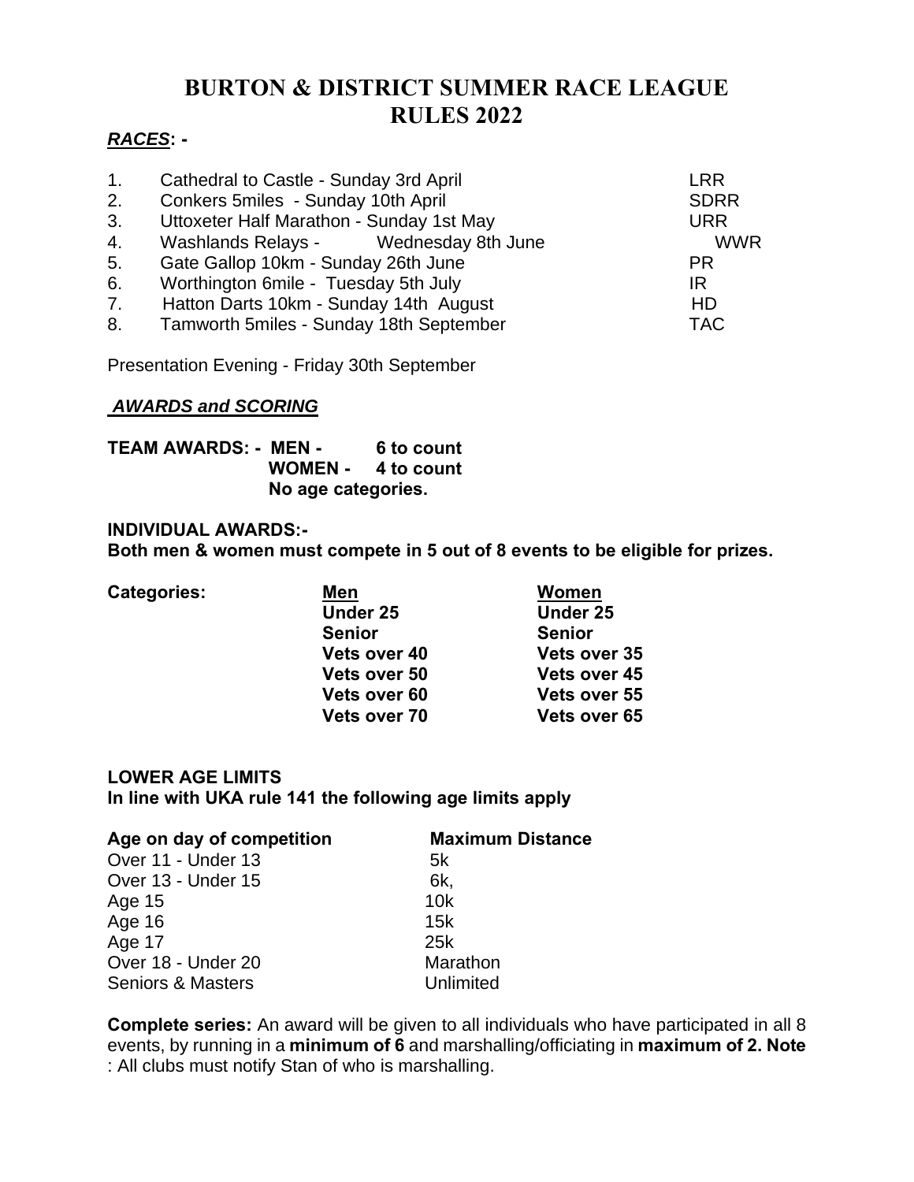# BURTON & DISTRICT SUMMER RACE LEAGUE RULES 2022

***RACES*: -**

| | | |
|---|---|---|
| 1. | Cathedral to Castle - Sunday 3rd April | LRR |
| 2. | Conkers 5miles - Sunday 10th April | SDRR |
| 3. | Uttoxeter Half Marathon - Sunday 1st May | URR |
| 4. | Washlands Relays - Wednesday 8th June | WWR |
| 5. | Gate Gallop 10km - Sunday 26th June | PR |
| 6. | Worthington 6mile - Tuesday 5th July | IR |
| 7. | Hatton Darts 10km - Sunday 14th August | HD |
| 8. | Tamworth 5miles - Sunday 18th September | TAC |

Presentation Evening - Friday 30th September

***AWARDS and SCORING***

**TEAM AWARDS: - MEN - 6 to count**
**WOMEN - 4 to count**
**No age categories.**

**INDIVIDUAL AWARDS:-**
**Both men & women must compete in 5 out of 8 events to be eligible for prizes.**

| Categories: | Men | Women |
|---|---|---|
| | Under 25 | Under 25 |
| | Senior | Senior |
| | Vets over 40 | Vets over 35 |
| | Vets over 50 | Vets over 45 |
| | Vets over 60 | Vets over 55 |
| | Vets over 70 | Vets over 65 |

**LOWER AGE LIMITS**
**In line with UKA rule 141 the following age limits apply**

| Age on day of competition | Maximum Distance |
|---|---|
| Over 11 - Under 13 | 5k |
| Over 13 - Under 15 | 6k, |
| Age 15 | 10k |
| Age 16 | 15k |
| Age 17 | 25k |
| Over 18 - Under 20 | Marathon |
| Seniors & Masters | Unlimited |

**Complete series:** An award will be given to all individuals who have participated in all 8 events, by running in a **minimum of 6** and marshalling/officiating in **maximum of 2. Note** : All clubs must notify Stan of who is marshalling.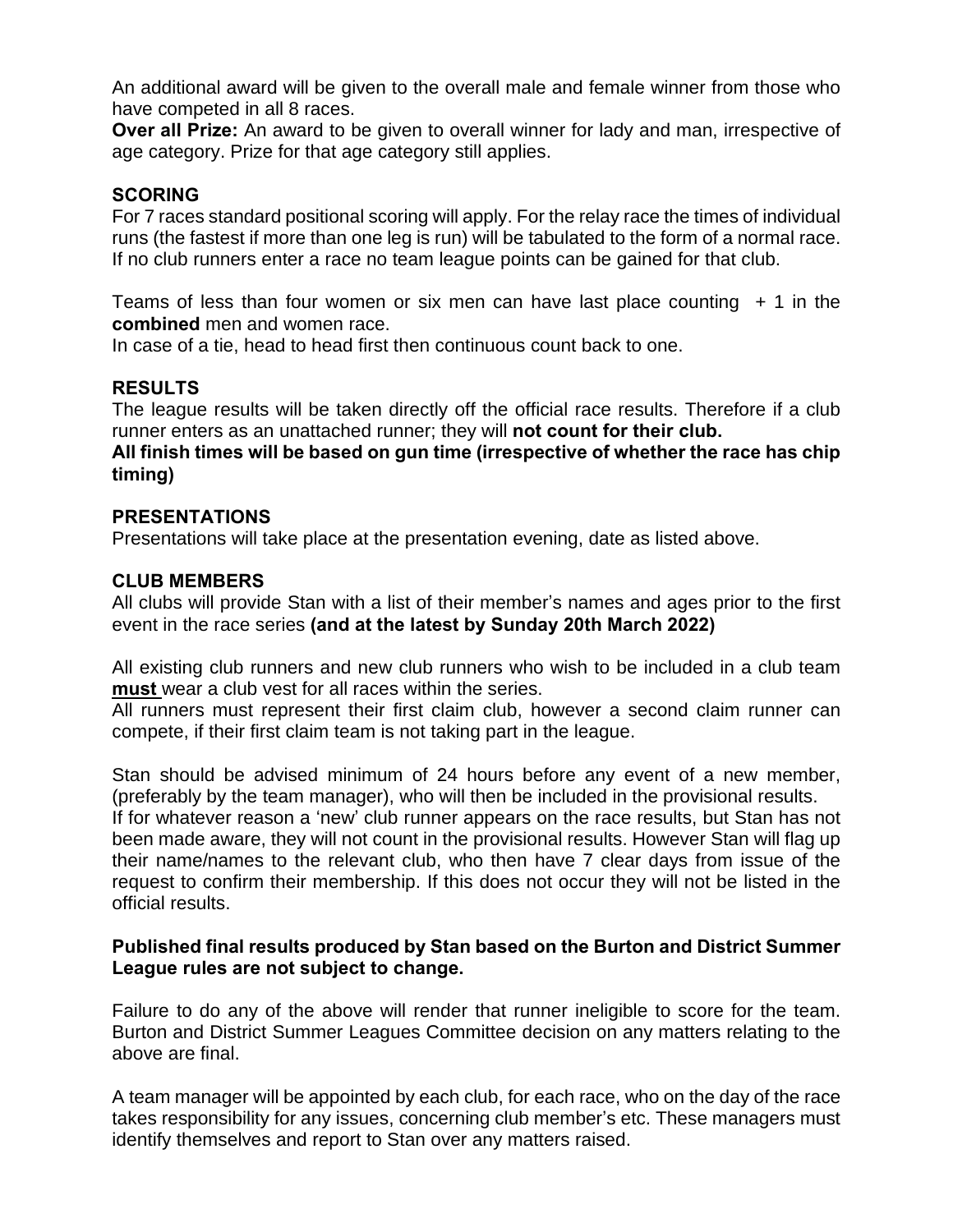An additional award will be given to the overall male and female winner from those who have competed in all 8 races.

**Over all Prize:** An award to be given to overall winner for lady and man, irrespective of age category. Prize for that age category still applies.

## SCORING

For 7 races standard positional scoring will apply. For the relay race the times of individual runs (the fastest if more than one leg is run) will be tabulated to the form of a normal race. If no club runners enter a race no team league points can be gained for that club.

Teams of less than four women or six men can have last place counting + 1 in the **combined** men and women race.
In case of a tie, head to head first then continuous count back to one.

## RESULTS

The league results will be taken directly off the official race results. Therefore if a club runner enters as an unattached runner; they will **not count for their club.**
**All finish times will be based on gun time (irrespective of whether the race has chip timing)**

## PRESENTATIONS

Presentations will take place at the presentation evening, date as listed above.

## CLUB MEMBERS

All clubs will provide Stan with a list of their member's names and ages prior to the first event in the race series **(and at the latest by Sunday 20th March 2022)**

All existing club runners and new club runners who wish to be included in a club team **must** wear a club vest for all races within the series.
All runners must represent their first claim club, however a second claim runner can compete, if their first claim team is not taking part in the league.

Stan should be advised minimum of 24 hours before any event of a new member, (preferably by the team manager), who will then be included in the provisional results.
If for whatever reason a 'new' club runner appears on the race results, but Stan has not been made aware, they will not count in the provisional results. However Stan will flag up their name/names to the relevant club, who then have 7 clear days from issue of the request to confirm their membership. If this does not occur they will not be listed in the official results.

**Published final results produced by Stan based on the Burton and District Summer League rules are not subject to change.**

Failure to do any of the above will render that runner ineligible to score for the team. Burton and District Summer Leagues Committee decision on any matters relating to the above are final.

A team manager will be appointed by each club, for each race, who on the day of the race takes responsibility for any issues, concerning club member's etc. These managers must identify themselves and report to Stan over any matters raised.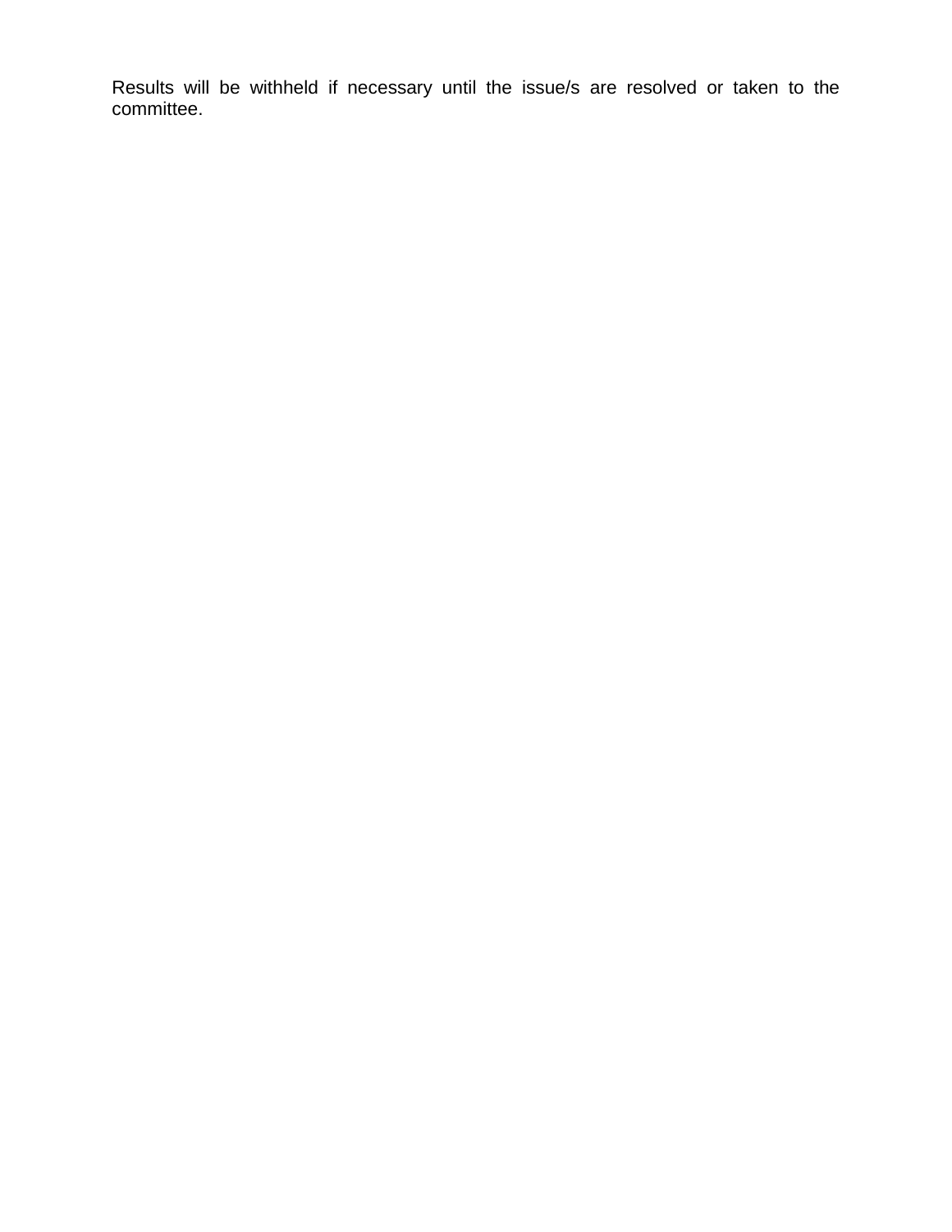Results will be withheld if necessary until the issue/s are resolved or taken to the committee.